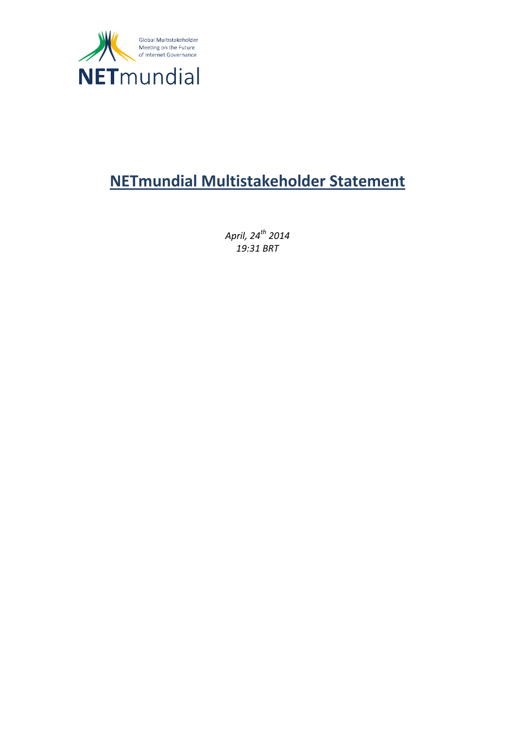Global Multistakeholder Meeting on the Future of Internet Governance

NETmundial

# NETmundial Multistakeholder Statement

*April, 24th 2014*
*19:31 BRT*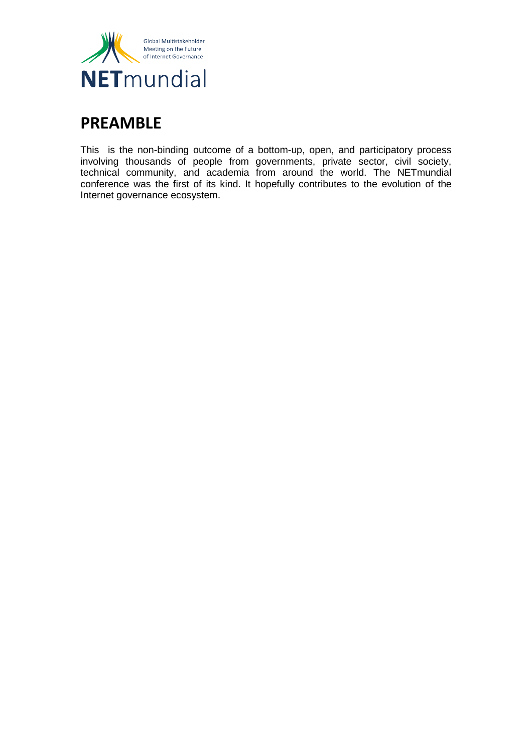Global Multistakeholder Meeting on the Future of Internet Governance

NETmundial

# PREAMBLE

This is the non-binding outcome of a bottom-up, open, and participatory process involving thousands of people from governments, private sector, civil society, technical community, and academia from around the world. The NETmundial conference was the first of its kind. It hopefully contributes to the evolution of the Internet governance ecosystem.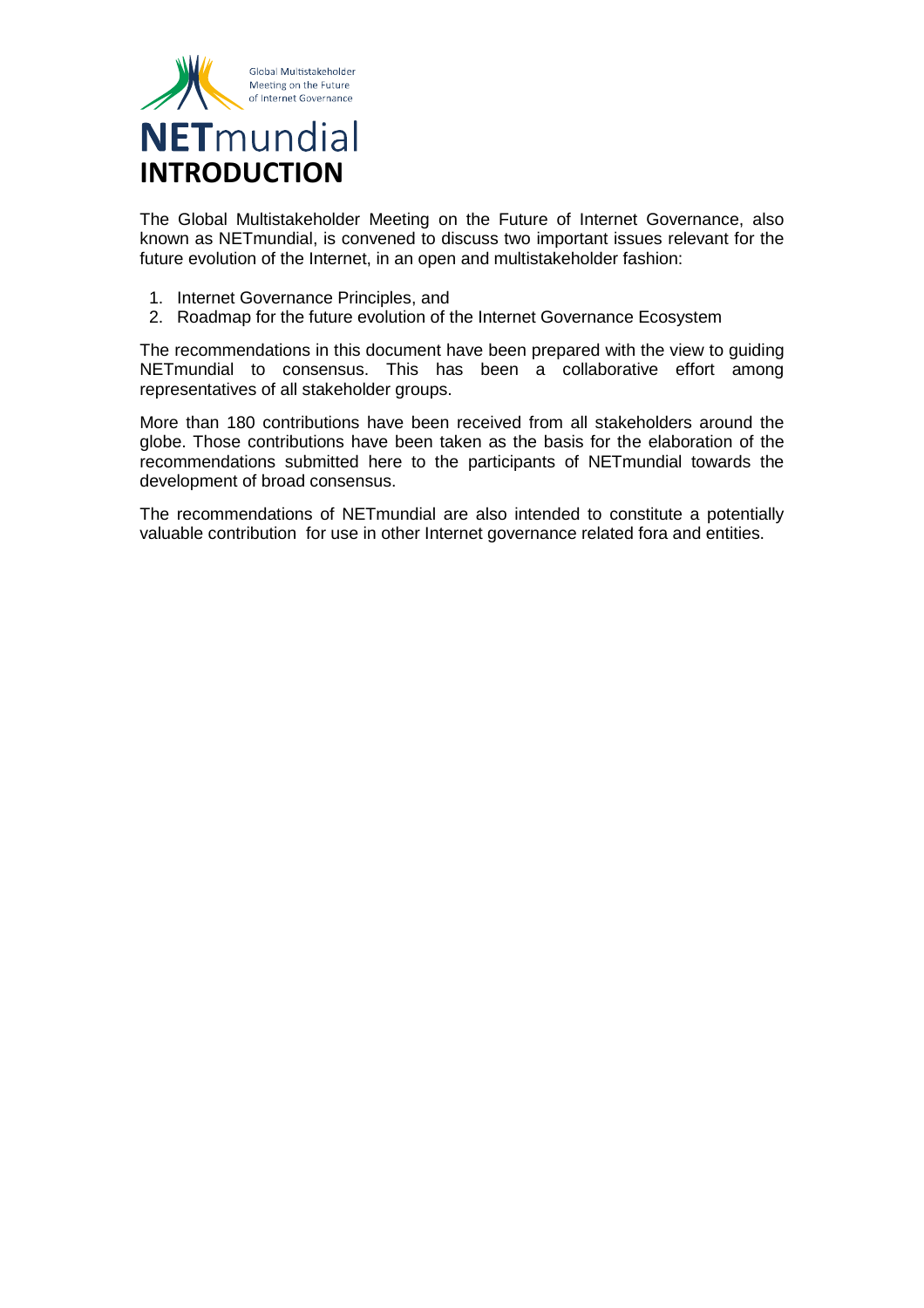Global Multistakeholder Meeting on the Future of Internet Governance

**NET**mundial

# INTRODUCTION

The Global Multistakeholder Meeting on the Future of Internet Governance, also known as NETmundial, is convened to discuss two important issues relevant for the future evolution of the Internet, in an open and multistakeholder fashion:

1. Internet Governance Principles, and
2. Roadmap for the future evolution of the Internet Governance Ecosystem

The recommendations in this document have been prepared with the view to guiding NETmundial to consensus. This has been a collaborative effort among representatives of all stakeholder groups.

More than 180 contributions have been received from all stakeholders around the globe. Those contributions have been taken as the basis for the elaboration of the recommendations submitted here to the participants of NETmundial towards the development of broad consensus.

The recommendations of NETmundial are also intended to constitute a potentially valuable contribution for use in other Internet governance related fora and entities.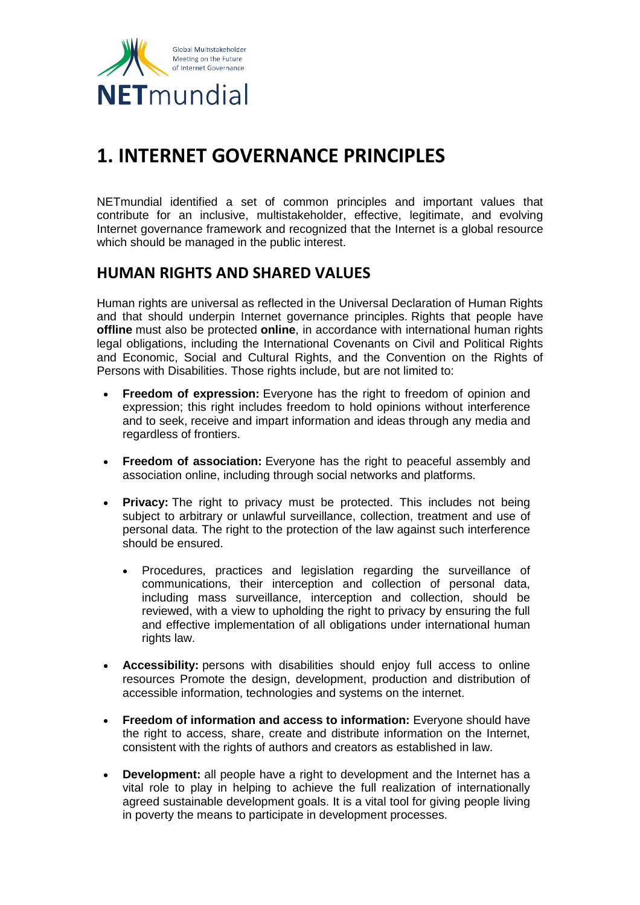# 1. INTERNET GOVERNANCE PRINCIPLES

NETmundial identified a set of common principles and important values that contribute for an inclusive, multistakeholder, effective, legitimate, and evolving Internet governance framework and recognized that the Internet is a global resource which should be managed in the public interest.

## HUMAN RIGHTS AND SHARED VALUES

Human rights are universal as reflected in the Universal Declaration of Human Rights and that should underpin Internet governance principles. Rights that people have **offline** must also be protected **online**, in accordance with international human rights legal obligations, including the International Covenants on Civil and Political Rights and Economic, Social and Cultural Rights, and the Convention on the Rights of Persons with Disabilities. Those rights include, but are not limited to:

- **Freedom of expression:** Everyone has the right to freedom of opinion and expression; this right includes freedom to hold opinions without interference and to seek, receive and impart information and ideas through any media and regardless of frontiers.
- **Freedom of association:** Everyone has the right to peaceful assembly and association online, including through social networks and platforms.
- **Privacy:** The right to privacy must be protected. This includes not being subject to arbitrary or unlawful surveillance, collection, treatment and use of personal data. The right to the protection of the law against such interference should be ensured.
  - Procedures, practices and legislation regarding the surveillance of communications, their interception and collection of personal data, including mass surveillance, interception and collection, should be reviewed, with a view to upholding the right to privacy by ensuring the full and effective implementation of all obligations under international human rights law.
- **Accessibility:** persons with disabilities should enjoy full access to online resources Promote the design, development, production and distribution of accessible information, technologies and systems on the internet.
- **Freedom of information and access to information:** Everyone should have the right to access, share, create and distribute information on the Internet, consistent with the rights of authors and creators as established in law.
- **Development:** all people have a right to development and the Internet has a vital role to play in helping to achieve the full realization of internationally agreed sustainable development goals. It is a vital tool for giving people living in poverty the means to participate in development processes.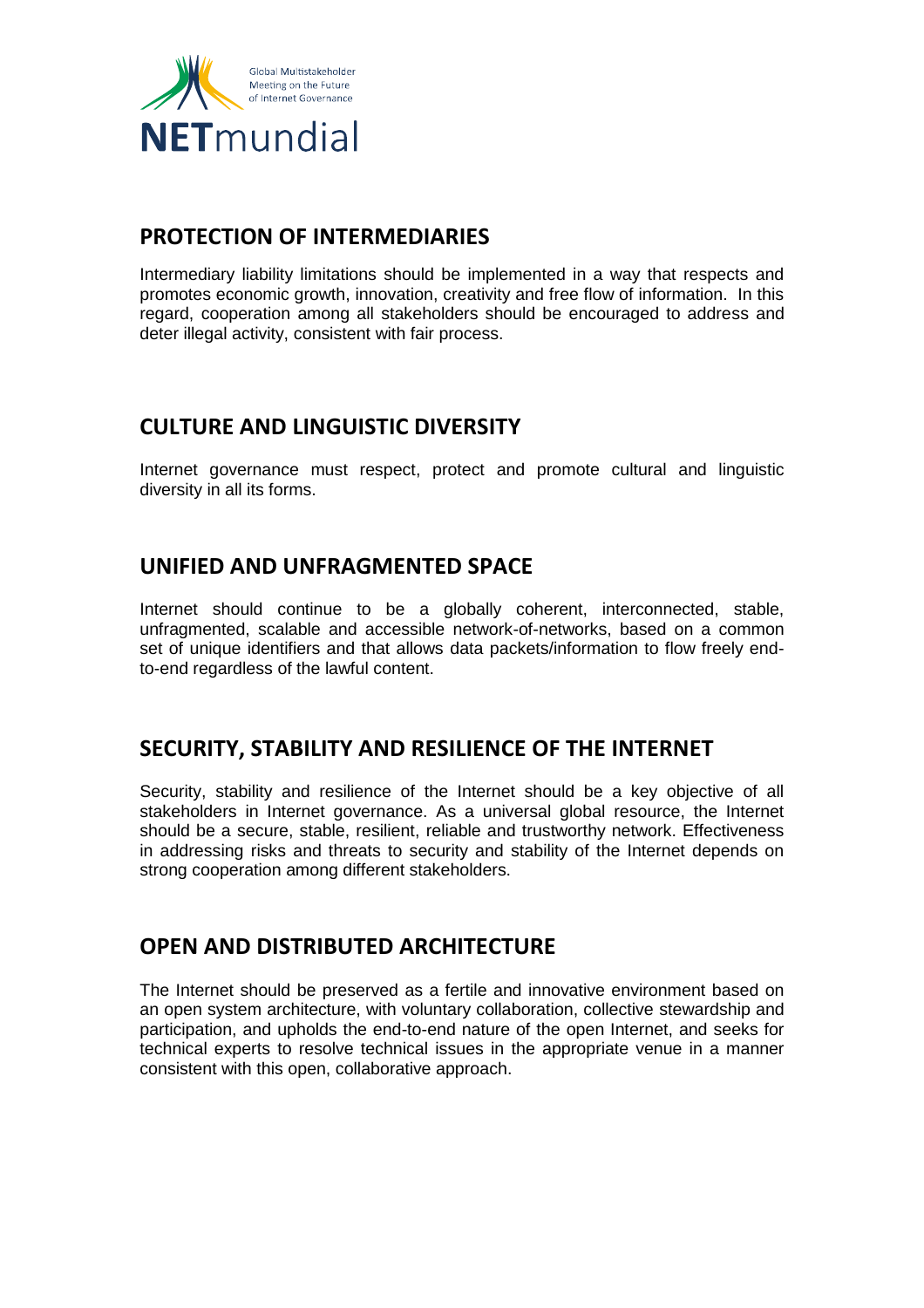## PROTECTION OF INTERMEDIARIES

Intermediary liability limitations should be implemented in a way that respects and promotes economic growth, innovation, creativity and free flow of information. In this regard, cooperation among all stakeholders should be encouraged to address and deter illegal activity, consistent with fair process.

## CULTURE AND LINGUISTIC DIVERSITY

Internet governance must respect, protect and promote cultural and linguistic diversity in all its forms.

## UNIFIED AND UNFRAGMENTED SPACE

Internet should continue to be a globally coherent, interconnected, stable, unfragmented, scalable and accessible network-of-networks, based on a common set of unique identifiers and that allows data packets/information to flow freely end-to-end regardless of the lawful content.

## SECURITY, STABILITY AND RESILIENCE OF THE INTERNET

Security, stability and resilience of the Internet should be a key objective of all stakeholders in Internet governance. As a universal global resource, the Internet should be a secure, stable, resilient, reliable and trustworthy network. Effectiveness in addressing risks and threats to security and stability of the Internet depends on strong cooperation among different stakeholders.

## OPEN AND DISTRIBUTED ARCHITECTURE

The Internet should be preserved as a fertile and innovative environment based on an open system architecture, with voluntary collaboration, collective stewardship and participation, and upholds the end-to-end nature of the open Internet, and seeks for technical experts to resolve technical issues in the appropriate venue in a manner consistent with this open, collaborative approach.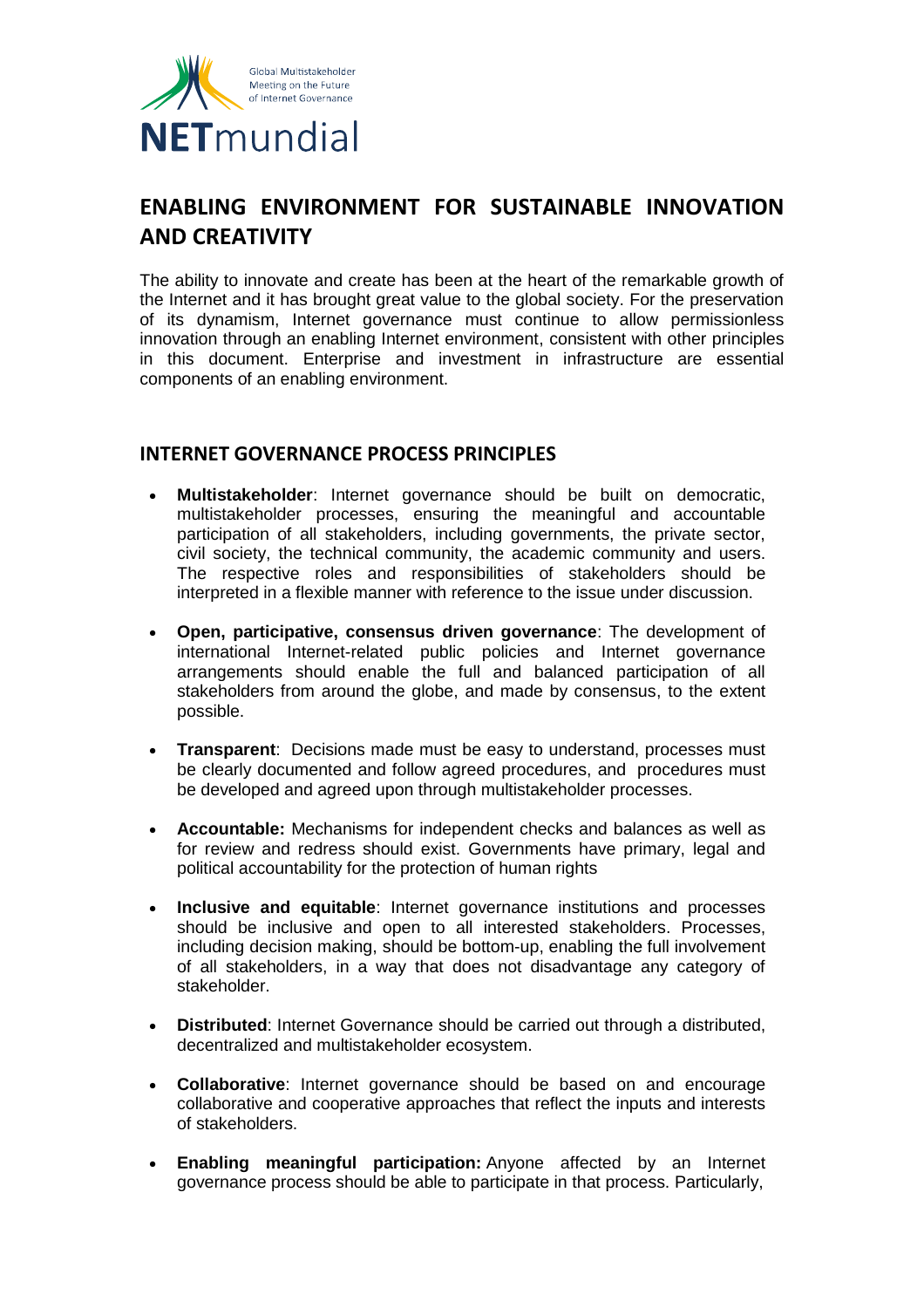## ENABLING ENVIRONMENT FOR SUSTAINABLE INNOVATION AND CREATIVITY

The ability to innovate and create has been at the heart of the remarkable growth of the Internet and it has brought great value to the global society. For the preservation of its dynamism, Internet governance must continue to allow permissionless innovation through an enabling Internet environment, consistent with other principles in this document. Enterprise and investment in infrastructure are essential components of an enabling environment.

### INTERNET GOVERNANCE PROCESS PRINCIPLES

- **Multistakeholder**: Internet governance should be built on democratic, multistakeholder processes, ensuring the meaningful and accountable participation of all stakeholders, including governments, the private sector, civil society, the technical community, the academic community and users. The respective roles and responsibilities of stakeholders should be interpreted in a flexible manner with reference to the issue under discussion.

- **Open, participative, consensus driven governance**: The development of international Internet-related public policies and Internet governance arrangements should enable the full and balanced participation of all stakeholders from around the globe, and made by consensus, to the extent possible.

- **Transparent**: Decisions made must be easy to understand, processes must be clearly documented and follow agreed procedures, and procedures must be developed and agreed upon through multistakeholder processes.

- **Accountable:** Mechanisms for independent checks and balances as well as for review and redress should exist. Governments have primary, legal and political accountability for the protection of human rights

- **Inclusive and equitable**: Internet governance institutions and processes should be inclusive and open to all interested stakeholders. Processes, including decision making, should be bottom-up, enabling the full involvement of all stakeholders, in a way that does not disadvantage any category of stakeholder.

- **Distributed**: Internet Governance should be carried out through a distributed, decentralized and multistakeholder ecosystem.

- **Collaborative**: Internet governance should be based on and encourage collaborative and cooperative approaches that reflect the inputs and interests of stakeholders.

- **Enabling meaningful participation:** Anyone affected by an Internet governance process should be able to participate in that process. Particularly,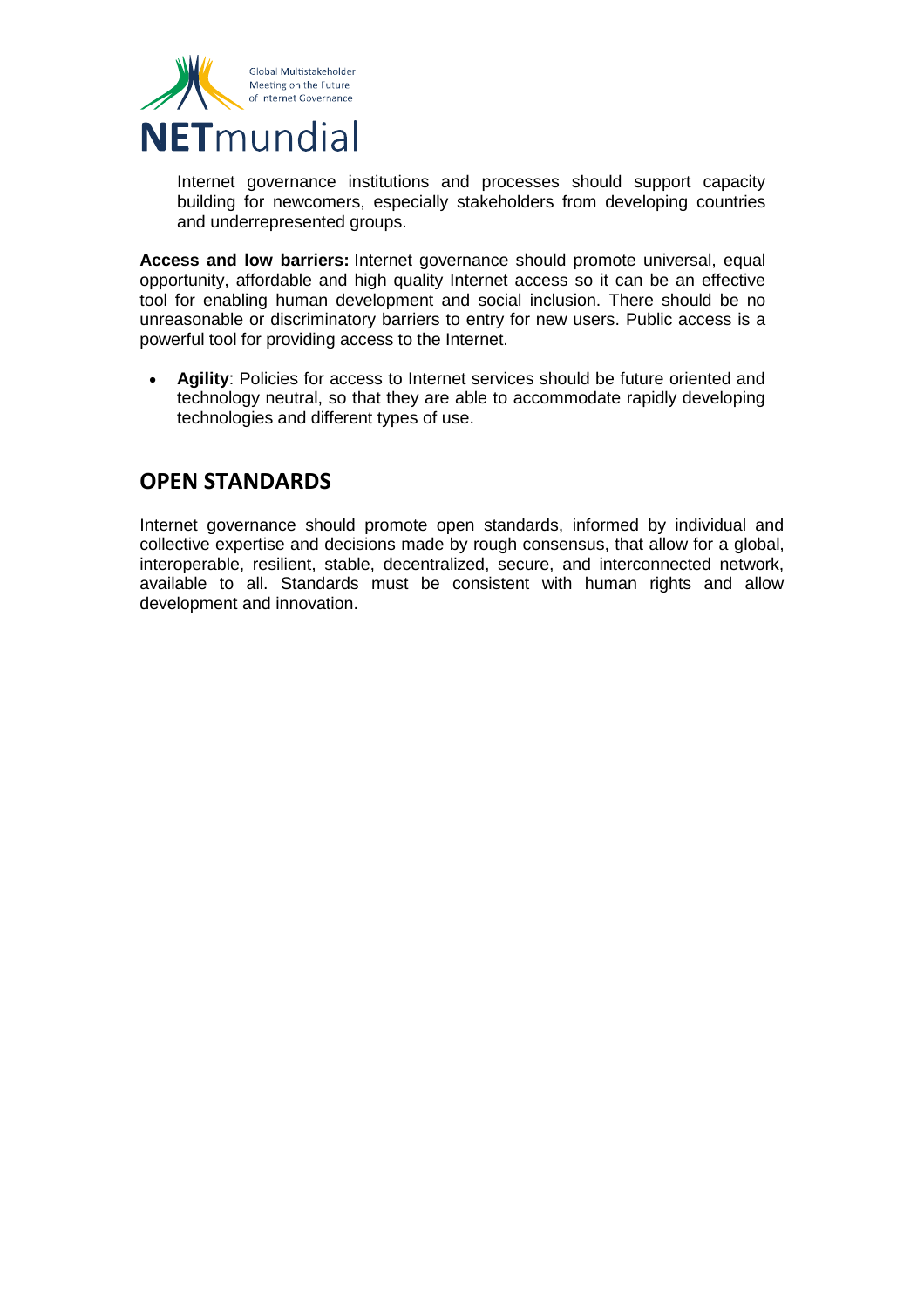Internet governance institutions and processes should support capacity building for newcomers, especially stakeholders from developing countries and underrepresented groups.

**Access and low barriers:** Internet governance should promote universal, equal opportunity, affordable and high quality Internet access so it can be an effective tool for enabling human development and social inclusion. There should be no unreasonable or discriminatory barriers to entry for new users. Public access is a powerful tool for providing access to the Internet.

- **Agility**: Policies for access to Internet services should be future oriented and technology neutral, so that they are able to accommodate rapidly developing technologies and different types of use.

## OPEN STANDARDS

Internet governance should promote open standards, informed by individual and collective expertise and decisions made by rough consensus, that allow for a global, interoperable, resilient, stable, decentralized, secure, and interconnected network, available to all. Standards must be consistent with human rights and allow development and innovation.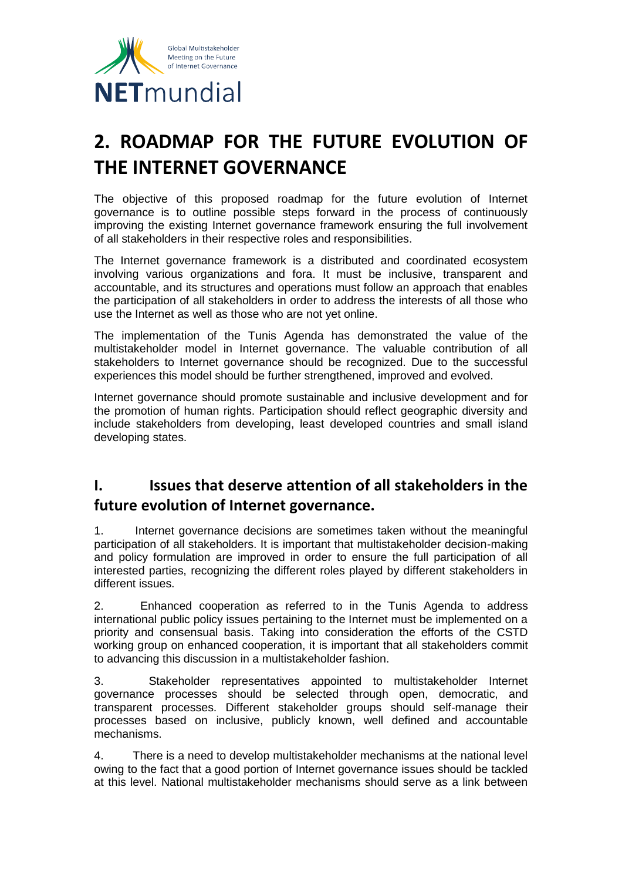# 2. ROADMAP FOR THE FUTURE EVOLUTION OF THE INTERNET GOVERNANCE

The objective of this proposed roadmap for the future evolution of Internet governance is to outline possible steps forward in the process of continuously improving the existing Internet governance framework ensuring the full involvement of all stakeholders in their respective roles and responsibilities.

The Internet governance framework is a distributed and coordinated ecosystem involving various organizations and fora. It must be inclusive, transparent and accountable, and its structures and operations must follow an approach that enables the participation of all stakeholders in order to address the interests of all those who use the Internet as well as those who are not yet online.

The implementation of the Tunis Agenda has demonstrated the value of the multistakeholder model in Internet governance. The valuable contribution of all stakeholders to Internet governance should be recognized. Due to the successful experiences this model should be further strengthened, improved and evolved.

Internet governance should promote sustainable and inclusive development and for the promotion of human rights. Participation should reflect geographic diversity and include stakeholders from developing, least developed countries and small island developing states.

## I. Issues that deserve attention of all stakeholders in the future evolution of Internet governance.

1. Internet governance decisions are sometimes taken without the meaningful participation of all stakeholders. It is important that multistakeholder decision-making and policy formulation are improved in order to ensure the full participation of all interested parties, recognizing the different roles played by different stakeholders in different issues.

2. Enhanced cooperation as referred to in the Tunis Agenda to address international public policy issues pertaining to the Internet must be implemented on a priority and consensual basis. Taking into consideration the efforts of the CSTD working group on enhanced cooperation, it is important that all stakeholders commit to advancing this discussion in a multistakeholder fashion.

3. Stakeholder representatives appointed to multistakeholder Internet governance processes should be selected through open, democratic, and transparent processes. Different stakeholder groups should self-manage their processes based on inclusive, publicly known, well defined and accountable mechanisms.

4. There is a need to develop multistakeholder mechanisms at the national level owing to the fact that a good portion of Internet governance issues should be tackled at this level. National multistakeholder mechanisms should serve as a link between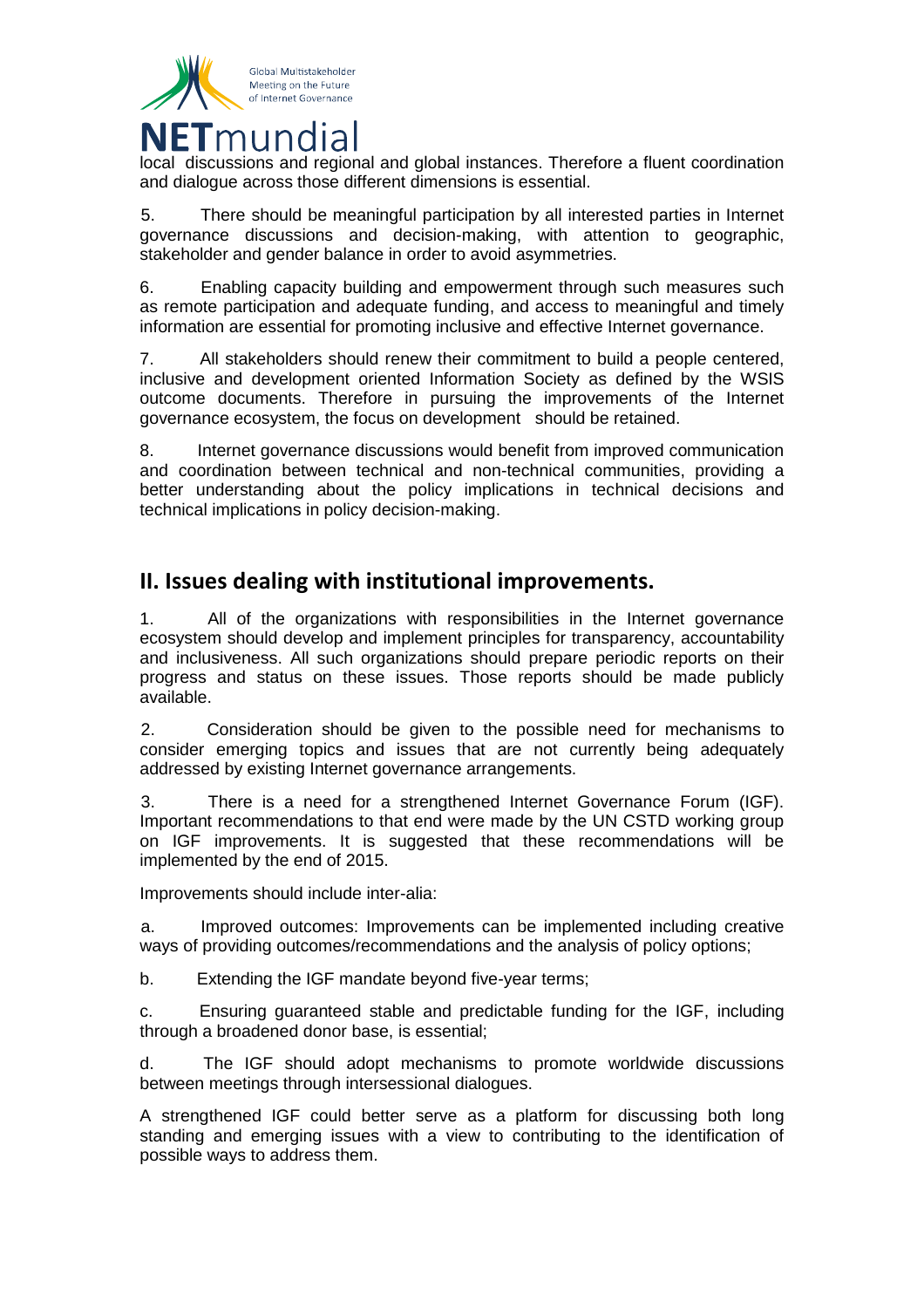local discussions and regional and global instances. Therefore a fluent coordination and dialogue across those different dimensions is essential.

5. There should be meaningful participation by all interested parties in Internet governance discussions and decision-making, with attention to geographic, stakeholder and gender balance in order to avoid asymmetries.

6. Enabling capacity building and empowerment through such measures such as remote participation and adequate funding, and access to meaningful and timely information are essential for promoting inclusive and effective Internet governance.

7. All stakeholders should renew their commitment to build a people centered, inclusive and development oriented Information Society as defined by the WSIS outcome documents. Therefore in pursuing the improvements of the Internet governance ecosystem, the focus on development should be retained.

8. Internet governance discussions would benefit from improved communication and coordination between technical and non-technical communities, providing a better understanding about the policy implications in technical decisions and technical implications in policy decision-making.

## II. Issues dealing with institutional improvements.

1. All of the organizations with responsibilities in the Internet governance ecosystem should develop and implement principles for transparency, accountability and inclusiveness. All such organizations should prepare periodic reports on their progress and status on these issues. Those reports should be made publicly available.

2. Consideration should be given to the possible need for mechanisms to consider emerging topics and issues that are not currently being adequately addressed by existing Internet governance arrangements.

3. There is a need for a strengthened Internet Governance Forum (IGF). Important recommendations to that end were made by the UN CSTD working group on IGF improvements. It is suggested that these recommendations will be implemented by the end of 2015.

Improvements should include inter-alia:

a. Improved outcomes: Improvements can be implemented including creative ways of providing outcomes/recommendations and the analysis of policy options;

b. Extending the IGF mandate beyond five-year terms;

c. Ensuring guaranteed stable and predictable funding for the IGF, including through a broadened donor base, is essential;

d. The IGF should adopt mechanisms to promote worldwide discussions between meetings through intersessional dialogues.

A strengthened IGF could better serve as a platform for discussing both long standing and emerging issues with a view to contributing to the identification of possible ways to address them.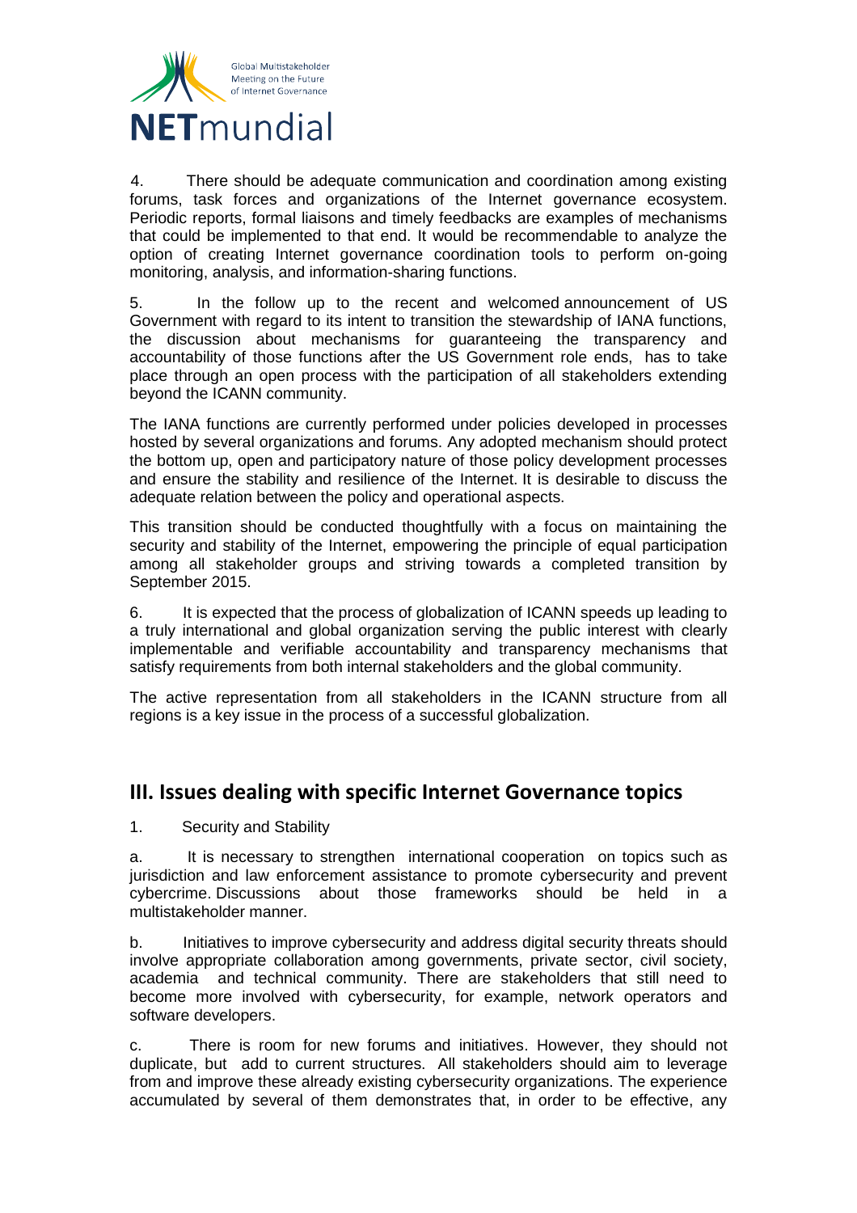4. There should be adequate communication and coordination among existing forums, task forces and organizations of the Internet governance ecosystem. Periodic reports, formal liaisons and timely feedbacks are examples of mechanisms that could be implemented to that end. It would be recommendable to analyze the option of creating Internet governance coordination tools to perform on-going monitoring, analysis, and information-sharing functions.

5. In the follow up to the recent and welcomed announcement of US Government with regard to its intent to transition the stewardship of IANA functions, the discussion about mechanisms for guaranteeing the transparency and accountability of those functions after the US Government role ends, has to take place through an open process with the participation of all stakeholders extending beyond the ICANN community.

The IANA functions are currently performed under policies developed in processes hosted by several organizations and forums. Any adopted mechanism should protect the bottom up, open and participatory nature of those policy development processes and ensure the stability and resilience of the Internet. It is desirable to discuss the adequate relation between the policy and operational aspects.

This transition should be conducted thoughtfully with a focus on maintaining the security and stability of the Internet, empowering the principle of equal participation among all stakeholder groups and striving towards a completed transition by September 2015.

6. It is expected that the process of globalization of ICANN speeds up leading to a truly international and global organization serving the public interest with clearly implementable and verifiable accountability and transparency mechanisms that satisfy requirements from both internal stakeholders and the global community.

The active representation from all stakeholders in the ICANN structure from all regions is a key issue in the process of a successful globalization.

## III. Issues dealing with specific Internet Governance topics

1. Security and Stability

a. It is necessary to strengthen international cooperation on topics such as jurisdiction and law enforcement assistance to promote cybersecurity and prevent cybercrime. Discussions about those frameworks should be held in a multistakeholder manner.

b. Initiatives to improve cybersecurity and address digital security threats should involve appropriate collaboration among governments, private sector, civil society, academia and technical community. There are stakeholders that still need to become more involved with cybersecurity, for example, network operators and software developers.

c. There is room for new forums and initiatives. However, they should not duplicate, but add to current structures. All stakeholders should aim to leverage from and improve these already existing cybersecurity organizations. The experience accumulated by several of them demonstrates that, in order to be effective, any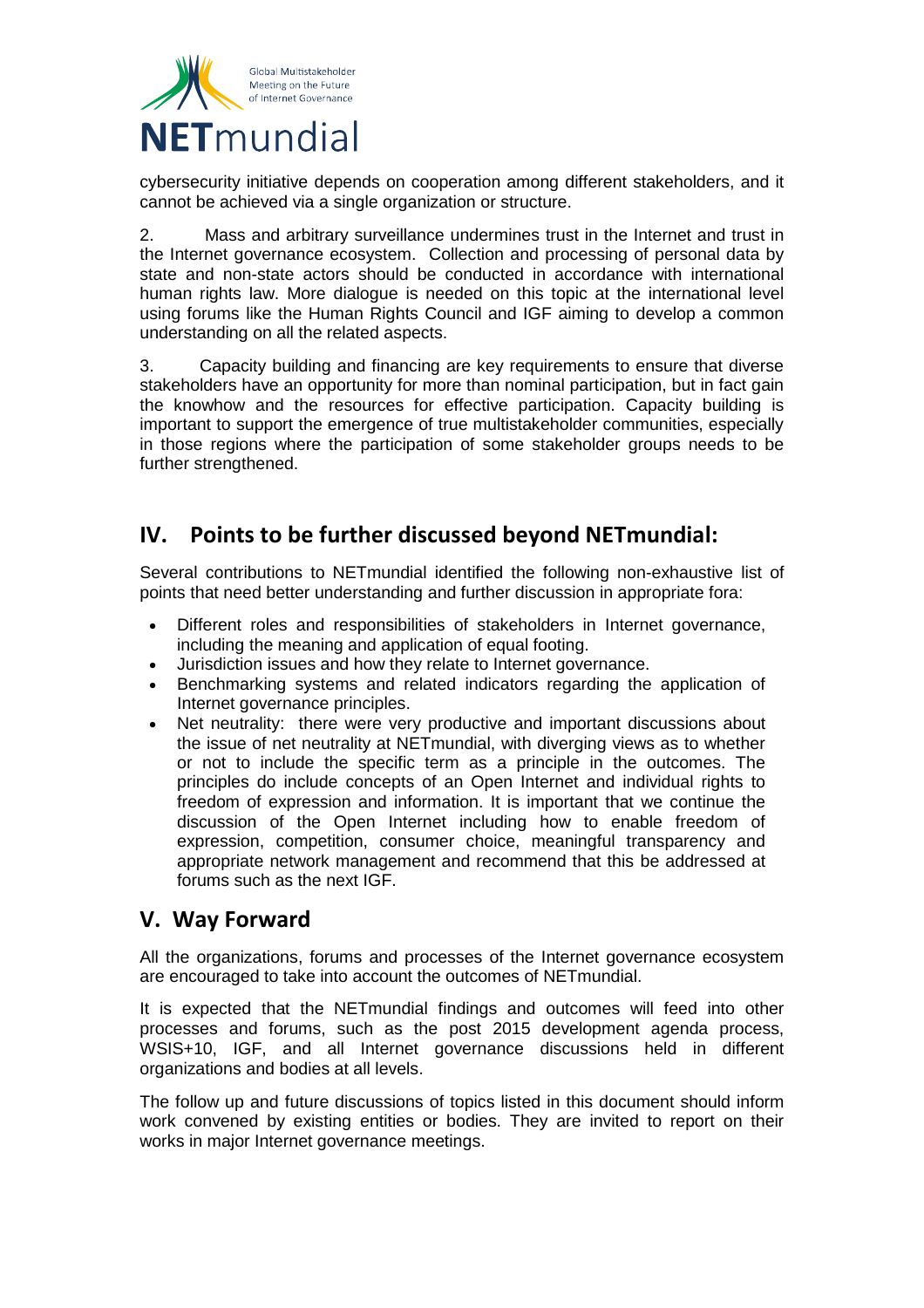cybersecurity initiative depends on cooperation among different stakeholders, and it cannot be achieved via a single organization or structure.

2. Mass and arbitrary surveillance undermines trust in the Internet and trust in the Internet governance ecosystem. Collection and processing of personal data by state and non-state actors should be conducted in accordance with international human rights law. More dialogue is needed on this topic at the international level using forums like the Human Rights Council and IGF aiming to develop a common understanding on all the related aspects.

3. Capacity building and financing are key requirements to ensure that diverse stakeholders have an opportunity for more than nominal participation, but in fact gain the knowhow and the resources for effective participation. Capacity building is important to support the emergence of true multistakeholder communities, especially in those regions where the participation of some stakeholder groups needs to be further strengthened.

## IV. Points to be further discussed beyond NETmundial:

Several contributions to NETmundial identified the following non-exhaustive list of points that need better understanding and further discussion in appropriate fora:

- Different roles and responsibilities of stakeholders in Internet governance, including the meaning and application of equal footing.
- Jurisdiction issues and how they relate to Internet governance.
- Benchmarking systems and related indicators regarding the application of Internet governance principles.
- Net neutrality: there were very productive and important discussions about the issue of net neutrality at NETmundial, with diverging views as to whether or not to include the specific term as a principle in the outcomes. The principles do include concepts of an Open Internet and individual rights to freedom of expression and information. It is important that we continue the discussion of the Open Internet including how to enable freedom of expression, competition, consumer choice, meaningful transparency and appropriate network management and recommend that this be addressed at forums such as the next IGF.

## V. Way Forward

All the organizations, forums and processes of the Internet governance ecosystem are encouraged to take into account the outcomes of NETmundial.

It is expected that the NETmundial findings and outcomes will feed into other processes and forums, such as the post 2015 development agenda process, WSIS+10, IGF, and all Internet governance discussions held in different organizations and bodies at all levels.

The follow up and future discussions of topics listed in this document should inform work convened by existing entities or bodies. They are invited to report on their works in major Internet governance meetings.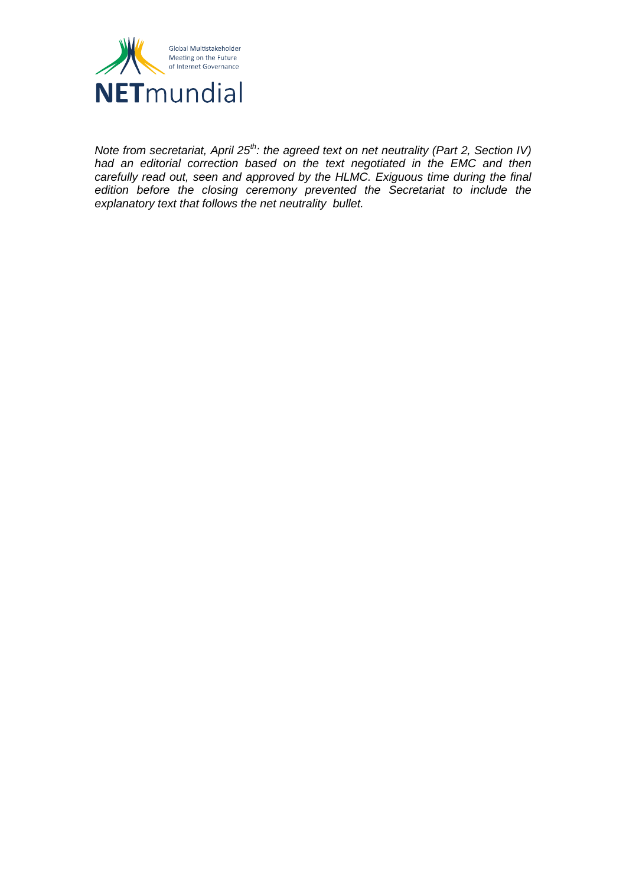Global Multistakeholder Meeting on the Future of Internet Governance

**NET**mundial

*Note from secretariat, April 25th: the agreed text on net neutrality (Part 2, Section IV) had an editorial correction based on the text negotiated in the EMC and then carefully read out, seen and approved by the HLMC. Exiguous time during the final edition before the closing ceremony prevented the Secretariat to include the explanatory text that follows the net neutrality bullet.*